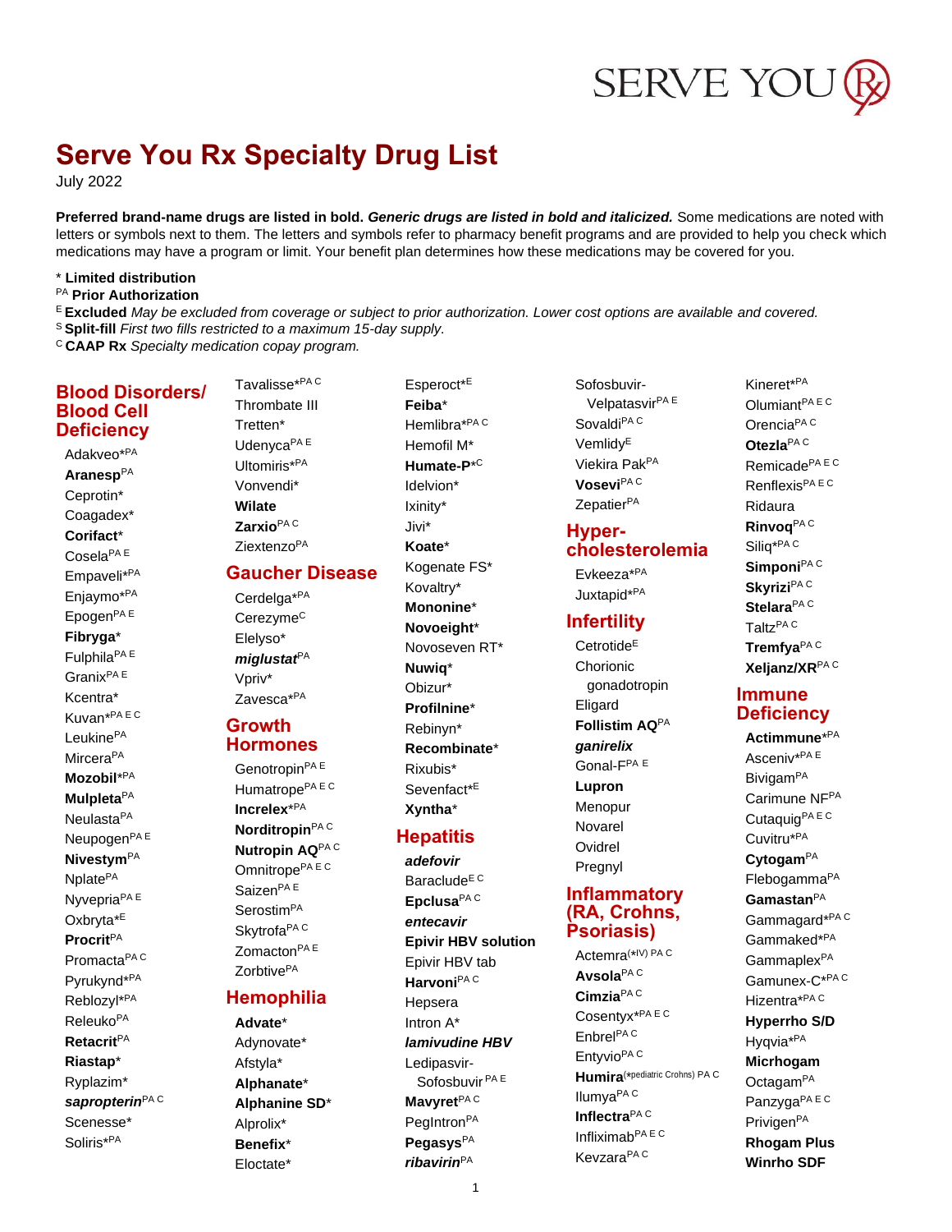# Serve You Rx Specialty Drug List

July 2022

**Preferred brand-name drugs are listed in bold. *Generic drugs are listed in bold and italicized.*** Some medications are noted with letters or symbols next to them. The letters and symbols refer to pharmacy benefit programs and are provided to help you check which medications may have a program or limit. Your benefit plan determines how these medications may be covered for you.

\* **Limited distribution**
PA **Prior Authorization**
E **Excluded** *May be excluded from coverage or subject to prior authorization. Lower cost options are available and covered.*
S **Split-fill** *First two fills restricted to a maximum 15-day supply.*
C **CAAP Rx** *Specialty medication copay program.*

## Blood Disorders/ Blood Cell Deficiency

- Adakveo* PA
- **Aranesp** PA
- Ceprotin*
- Coagadex*
- **Corifact***
- Cosela PA E
- Empaveli* PA
- Enjaymo* PA
- Epogen PA E
- **Fibryga***
- Fulphila PA E
- Granix PA E
- Kcentra*
- Kuvan* PA E C
- Leukine PA
- Mircera PA
- **Mozobil*** PA
- **Mulpleta** PA
- Neulasta PA
- Neupogen PA E
- **Nivestym** PA
- Nplate PA
- Nyvepria PA E
- Oxbryta* E
- **Procrit** PA
- Promacta PA C
- Pyrukynd* PA
- Reblozyl* PA
- Releuko PA
- **Retacrit** PA
- **Riastap***
- Ryplazim*
- ***sapropterin*** PA C
- Scenesse*
- Soliris* PA
- Tavalisse* PA C
- Thrombate III
- Tretten*
- Udenyca PA E
- Ultomiris* PA
- Vonvendi*
- **Wilate**
- **Zarxio** PA C
- Ziextenzo PA

## Gaucher Disease

- Cerdelga* PA
- Cerezyme C
- Elelyso*
- ***miglustat*** PA
- Vpriv*
- Zavesca* PA

## Growth Hormones

- Genotropin PA E
- Humatrope PA E C
- **Increlex*** PA
- **Norditropin** PA C
- **Nutropin AQ** PA C
- Omnitrope PA E C
- Saizen PA E
- Serostim PA
- Skytrofa PA C
- Zomacton PA E
- Zorbtive PA

## Hemophilia

- **Advate***
- Adynovate*
- Afstyla*
- **Alphanate***
- **Alphanine SD***
- Alprolix*
- **Benefix***
- Eloctate*
- Esperoct* E
- **Feiba***
- Hemlibra* PA C
- Hemofil M*
- **Humate-P*** C
- Idelvion*
- Ixinity*
- Jivi*
- **Koate***
- Kogenate FS*
- Kovaltry*
- **Mononine***
- **Novoeight***
- Novoseven RT*
- **Nuwiq***
- Obizur*
- **Profilnine***
- Rebinyn*
- **Recombinate***
- Rixubis*
- Sevenfact* E
- **Xyntha***

## Hepatitis

- ***adefovir***
- Baraclude E C
- **Epclusa** PA C
- ***entecavir***
- **Epivir HBV solution**
- Epivir HBV tab
- **Harvoni** PA C
- Hepsera
- Intron A*
- ***lamivudine HBV***
- Ledipasvir-Sofosbuvir PA E
- **Mavyret** PA C
- PegIntron PA
- **Pegasys** PA
- ***ribavirin*** PA
- Sofosbuvir-Velpatasvir PA E
- Sovaldi PA C
- Vemlidy E
- Viekira Pak PA
- **Vosevi** PA C
- Zepatier PA

## Hyper-cholesterolemia

- Evkeeza* PA
- Juxtapid* PA

## Infertility

- Cetrotide E
- Chorionic gonadotropin
- Eligard
- **Follistim AQ** PA
- ***ganirelix***
- Gonal-F PA E
- **Lupron**
- Menopur
- Novarel
- Ovidrel
- Pregnyl

## Inflammatory (RA, Crohns, Psoriasis)

- Actemra (*IV) PA C
- **Avsola** PA C
- **Cimzia** PA C
- Cosentyx* PA E C
- Enbrel PA C
- Entyvio PA C
- **Humira** (*pediatric Crohns) PA C
- Ilumya PA C
- **Inflectra** PA C
- Infliximab PA E C
- Kevzara PA C
- Kineret* PA
- Olumiant PA E C
- Orencia PA C
- **Otezla** PA C
- Remicade PA E C
- Renflexis PA E C
- Ridaura
- **Rinvoq** PA C
- Siliq* PA C
- **Simponi** PA C
- **Skyrizi** PA C
- **Stelara** PA C
- Taltz PA C
- **Tremfya** PA C
- **Xeljanz/XR** PA C

## Immune Deficiency

- **Actimmune*** PA
- Asceniv* PA E
- Bivigam PA
- Carimune NF PA
- Cutaquig PA E C
- Cuvitru* PA
- **Cytogam** PA
- Flebogamma PA
- **Gamastan** PA
- Gammagard* PA C
- Gammaked* PA
- Gammaplex PA
- Gamunex-C* PA C
- Hizentra* PA C
- **Hyperrho S/D**
- Hyqvia* PA
- **Micrhogam**
- Octagam PA
- Panzyga PA E C
- Privigen PA
- **Rhogam Plus**
- **Winrho SDF**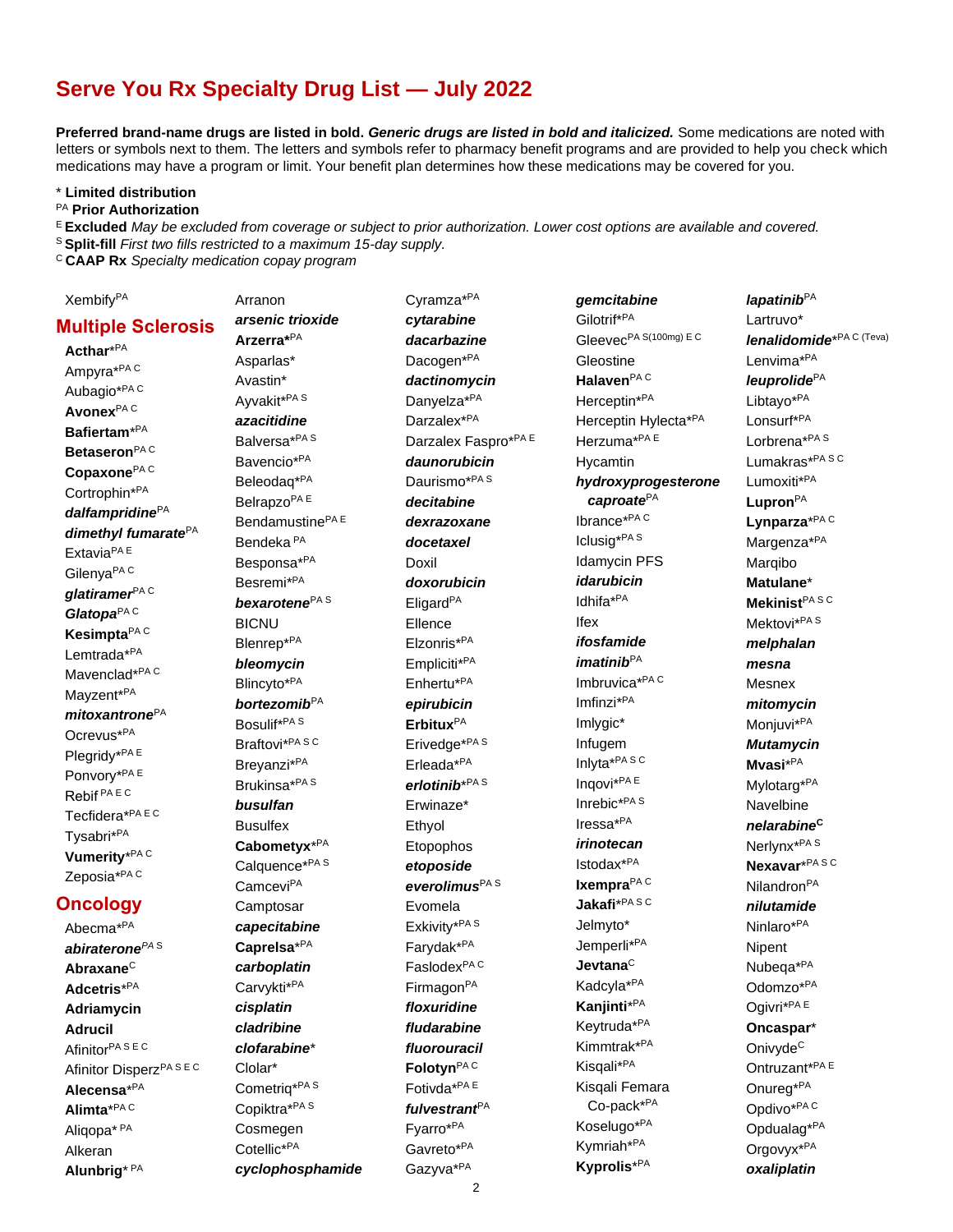# Serve You Rx Specialty Drug List — July 2022

**Preferred brand-name drugs are listed in bold. *Generic drugs are listed in bold and italicized.*** Some medications are noted with letters or symbols next to them. The letters and symbols refer to pharmacy benefit programs and are provided to help you check which medications may have a program or limit. Your benefit plan determines how these medications may be covered for you.

\* **Limited distribution**
PA **Prior Authorization**
E **Excluded** *May be excluded from coverage or subject to prior authorization. Lower cost options are available and covered.*
S **Split-fill** *First two fills restricted to a maximum 15-day supply.*
C **CAAP Rx** *Specialty medication copay program*

Xembify PA

## Multiple Sclerosis

**Acthar***PA
Ampyra*PA C
Aubagio*PA C
**Avonex**PA C
**Bafiertam***PA
**Betaseron**PA C
**Copaxone**PA C
Cortrophin*PA
***dalfampridine***PA
***dimethyl fumarate***PA
Extavia PA E
Gilenya PA C
***glatiramer***PA C
***Glatopa***PA C
**Kesimpta**PA C
Lemtrada*PA
Mavenclad*PA C
Mayzent*PA
***mitoxantrone***PA
Ocrevus*PA
Plegridy*PA E
Ponvory*PA E
Rebif PA E C
Tecfidera*PA E C
Tysabri*PA
**Vumerity***PA C
Zeposia*PA C

## Oncology

Abecma*PA
***abiraterone***PA S
**Abraxane**C
**Adcetris***PA
**Adriamycin**
**Adrucil**
Afinitor PA S E C
Afinitor Disperz PA S E C
**Alecensa***PA
**Alimta***PA C
Aliqopa* PA
Alkeran
**Alunbrig*** PA
Arranon
***arsenic trioxide***
**Arzerra***PA
Asparlas*
Avastin*
Ayvakit*PA S
***azacitidine***
Balversa*PA S
Bavencio*PA
Beleodaq*PA
Belrapzo PA E
Bendamustine PA E
Bendeka PA
Besponsa*PA
Besremi*PA
***bexarotene***PA S
BICNU
Blenrep*PA
***bleomycin***
Blincyto*PA
***bortezomib***PA
Bosulif*PA S
Braftovi*PA S C
Breyanzi*PA
Brukinsa*PA S
***busulfan***
Busulfex
**Cabometyx***PA
Calquence*PA S
Camcevi PA
Camptosar
***capecitabine***
**Caprelsa***PA
***carboplatin***
Carvykti*PA
***cisplatin***
***cladribine***
***clofarabine****
Clolar*
Cometriq*PA S
Copiktra*PA S
Cosmegen
Cotellic*PA
***cyclophosphamide***
Cyramza*PA
***cytarabine***
***dacarbazine***
Dacogen*PA
***dactinomycin***
Danyelza*PA
Darzalex*PA
Darzalex Faspro*PA E
***daunorubicin***
Daurismo*PA S
***decitabine***
***dexrazoxane***
***docetaxel***
Doxil
***doxorubicin***
Eligard PA
Ellence
Elzonris*PA
Empliciti*PA
Enhertu*PA
***epirubicin***
**Erbitux**PA
Erivedge*PA S
Erleada*PA
***erlotinib***PA S
Erwinaze*
Ethyol
Etopophos
***etoposide***
***everolimus***PA S
Evomela
Exkivity*PA S
Farydak*PA
Faslodex PA C
Firmagon PA
***floxuridine***
***fludarabine***
***fluorouracil***
**Folotyn**PA C
Fotivda*PA E
***fulvestrant***PA
Fyarro*PA
Gavreto*PA
Gazyva*PA
***gemcitabine***
Gilotrif*PA
Gleevec PA S(100mg) E C
Gleostine
**Halaven**PA C
Herceptin*PA
Herceptin Hylecta*PA
Herzuma*PA E
Hycamtin
***hydroxyprogesterone caproate***PA
Ibrance*PA C
Iclusig*PA S
Idamycin PFS
***idarubicin***
Idhifa*PA
Ifex
***ifosfamide***
***imatinib***PA
Imbruvica*PA C
Imfinzi*PA
Imlygic*
Infugem
Inlyta*PA S C
Inqovi*PA E
Inrebic*PA S
Iressa*PA
***irinotecan***
Istodax*PA
**Ixempra**PA C
**Jakafi***PA S C
Jelmyto*
Jemperli*PA
**Jevtana**C
Kadcyla*PA
**Kanjinti***PA
Keytruda*PA
Kimmtrak*PA
Kisqali*PA
Kisqali Femara Co-pack*PA
Koselugo*PA
Kymriah*PA
**Kyprolis***PA
***lapatinib***PA
Lartruvo*
***lenalidomide****PA C (Teva)
Lenvima*PA
***leuprolide***PA
Libtayo*PA
Lonsurf*PA
Lorbrena*PA S
Lumakras*PA S C
Lumoxiti*PA
**Lupron**PA
**Lynparza***PA C
Margenza*PA
Marqibo
**Matulane***
**Mekinist**PA S C
Mektovi*PA S
***melphalan***
***mesna***
Mesnex
***mitomycin***
Monjuvi*PA
***Mutamycin***
**Mvasi***PA
Mylotarg*PA
Navelbine
***nelarabine***C
Nerlynx*PA S
**Nexavar***PA S C
Nilandron PA
***nilutamide***
Ninlaro*PA
Nipent
Nubeqa*PA
Odomzo*PA
Ogivri*PA E
**Oncaspar***
Onivyde C
Ontruzant*PA E
Onureg*PA
Opdivo*PA C
Opdualag*PA
Orgovyx*PA
***oxaliplatin***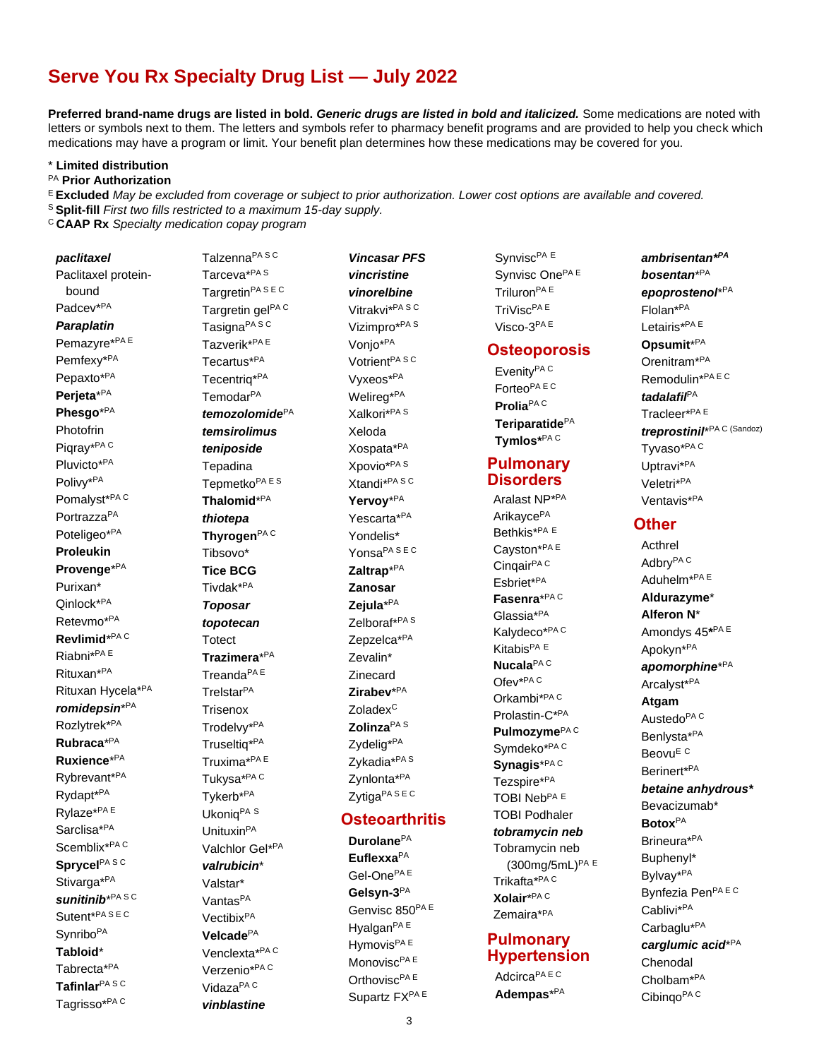# Serve You Rx Specialty Drug List — July 2022

**Preferred brand-name drugs are listed in bold.** ***Generic drugs are listed in bold and italicized.*** Some medications are noted with letters or symbols next to them. The letters and symbols refer to pharmacy benefit programs and are provided to help you check which medications may have a program or limit. Your benefit plan determines how these medications may be covered for you.

- * **Limited distribution**
- PA **Prior Authorization**
- E **Excluded** *May be excluded from coverage or subject to prior authorization. Lower cost options are available and covered.*
- S **Split-fill** *First two fills restricted to a maximum 15-day supply.*
- C **CAAP Rx** *Specialty medication copay program*

***paclitaxel***
Paclitaxel protein-bound
Padcev*PA
***Paraplatin***
Pemazyre*PA E
Pemfexy*PA
Pepaxto*PA
**Perjeta***PA
**Phesgo***PA
Photofrin
Piqray*PA C
Pluvicto*PA
Polivy*PA
Pomalyst*PA C
Portrazza PA
Poteligeo*PA
**Proleukin**
**Provenge***PA
Purixan*
Qinlock*PA
Retevmo*PA
**Revlimid***PA C
Riabni*PA E
Rituxan*PA
Rituxan Hycela*PA
***romidepsin****PA
Rozlytrek*PA
**Rubraca***PA
**Ruxience***PA
Rybrevant*PA
Rydapt*PA
Rylaze*PA E
Sarclisa*PA
Scemblix*PA C
**Sprycel** PA S C
Stivarga*PA
***sunitinib****PA S C
Sutent*PA S E C
Synribo PA
**Tabloid***
Tabrecta*PA
**Tafinlar** PA S C
Tagrisso*PA C
Talzenna PA S C
Tarceva*PA S
Targretin PA S E C
Targretin gel PA C
Tasigna PA S C
Tazverik*PA E
Tecartus*PA
Tecentriq*PA
Temodar PA
***temozolomide*** PA
***temsirolimus***
***teniposide***
Tepadina
Tepmetko PA E S
**Thalomid***PA
***thiotepa***
**Thyrogen** PA C
Tibsovo*
**Tice BCG**
Tivdak*PA
***Toposar***
***topotecan***
Totect
**Trazimera***PA
Treanda PA E
Trelstar PA
Trisenox
Trodelvy*PA
Truseltiq*PA
Truxima*PA E
Tukysa*PA C
Tykerb*PA
Ukoniq PA S
Unituxin PA
Valchlor Gel*PA
***valrubicin****
Valstar*
Vantas PA
Vectibix PA
**Velcade** PA
Venclexta*PA C
Verzenio*PA C
Vidaza PA C
***vinblastine***
***Vincasar PFS***
***vincristine***
***vinorelbine***
Vitrakvi*PA S C
Vizimpro*PA S
Vonjo*PA
Votrient PA S C
Vyxeos*PA
Welireg*PA
Xalkori*PA S
Xeloda
Xospata*PA
Xpovio*PA S
Xtandi*PA S C
**Yervoy***PA
Yescarta*PA
Yondelis*
Yonsa PA S E C
**Zaltrap***PA
**Zanosar**
**Zejula***PA
Zelboraf*PA S
Zepzelca*PA
Zevalin*
Zinecard
**Zirabev***PA
Zoladex C
**Zolinza** PA S
Zydelig*PA
Zykadia*PA S
Zynlonta*PA
Zytiga PA S E C

## Osteoarthritis

**Durolane** PA
**Euflexxa** PA
Gel-One PA E
**Gelsyn-3** PA
Genvisc 850 PA E
Hyalgan PA E
Hymovis PA E
Monovisc PA E
Orthovisc PA E
Supartz FX PA E
Synvisc PA E
Synvisc One PA E
Triluron PA E
TriVisc PA E
Visco-3 PA E

## Osteoporosis

Evenity PA C
Forteo PA E C
**Prolia** PA C
**Teriparatide** PA
**Tymlos***PA C

## Pulmonary Disorders

Aralast NP*PA
Arikayce PA
Bethkis*PA E
Cayston*PA E
Cinqair PA C
Esbriet*PA
**Fasenra***PA C
Glassia*PA
Kalydeco*PA C
Kitabis PA E
**Nucala** PA C
Ofev*PA C
Orkambi*PA C
Prolastin-C*PA
**Pulmozyme** PA C
Symdeko*PA C
**Synagis***PA C
Tezspire*PA
TOBI Neb PA E
TOBI Podhaler
***tobramycin neb***
Tobramycin neb (300mg/5mL) PA E
Trikafta*PA C
**Xolair***PA C
Zemaira*PA

## Pulmonary Hypertension

Adcirca PA E C
**Adempas***PA
***ambrisentan****PA
***bosentan****PA
***epoprostenol****PA
Flolan*PA
Letairis*PA E
**Opsumit***PA
Orenitram*PA
Remodulin*PA E C
***tadalafil*** PA
Tracleer*PA E
***treprostinil****PA C (Sandoz)
Tyvaso*PA C
Uptravi*PA
Veletri*PA
Ventavis*PA

## Other

Acthrel
Adbry PA C
Aduhelm*PA E
**Aldurazyme***
**Alferon N***
Amondys 45*PA E
Apokyn*PA
***apomorphine****PA
Arcalyst*PA
**Atgam**
Austedo PA C
Benlysta*PA
Beovu E C
Berinert*PA
***betaine anhydrous****
Bevacizumab*
**Botox** PA
Brineura*PA
Buphenyl*
Bylvay*PA
Bynfezia Pen PA E C
Cablivi*PA
Carbaglu*PA
***carglumic acid****PA
Chenodal
Cholbam*PA
Cibinqo PA C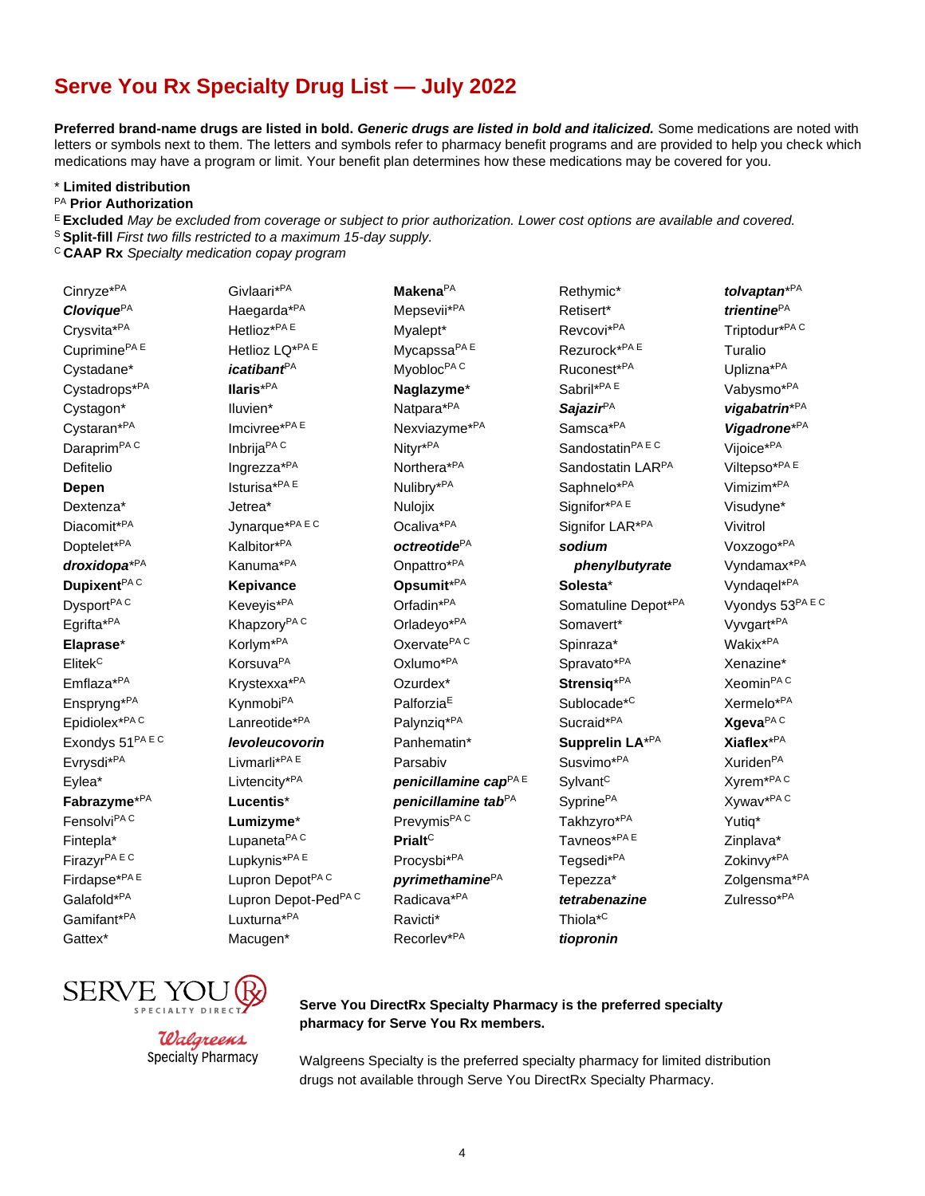# Serve You Rx Specialty Drug List — July 2022

**Preferred brand-name drugs are listed in bold. *Generic drugs are listed in bold and italicized.*** Some medications are noted with letters or symbols next to them. The letters and symbols refer to pharmacy benefit programs and are provided to help you check which medications may have a program or limit. Your benefit plan determines how these medications may be covered for you.

- \* **Limited distribution**
- PA **Prior Authorization**
- E **Excluded** *May be excluded from coverage or subject to prior authorization. Lower cost options are available and covered.*
- S **Split-fill** *First two fills restricted to a maximum 15-day supply.*
- C **CAAP Rx** *Specialty medication copay program*

Cinryze* PA
***Clovique*** PA
Crysvita* PA
Cuprimine PA E
Cystadane*
Cystadrops* PA
Cystagon*
Cystaran* PA
Daraprim PA C
Defitelio
**Depen**
Dextenza*
Diacomit* PA
Doptelet* PA
***droxidopa**** PA
**Dupixent** PA C
Dysport PA C
Egrifta* PA
**Elaprase***
Elitek C
Emflaza* PA
Enspryng* PA
Epidiolex* PA C
Exondys 51 PA E C
Evrysdi* PA
Eylea*
**Fabrazyme*** PA
Fensolvi PA C
Fintepla*
Firazyr PA E C
Firdapse* PA E
Galafold* PA
Gamifant* PA
Gattex*
Givlaari* PA
Haegarda* PA
Hetlioz* PA E
Hetlioz LQ* PA E
***icatibant*** PA
**Ilaris*** PA
Iluvien*
Imcivree* PA E
Inbrija PA C
Ingrezza* PA
Isturisa* PA E
Jetrea*
Jynarque* PA E C
Kalbitor* PA
Kanuma* PA
**Kepivance**
Keveyis* PA
Khapzory PA C
Korlym* PA
Korsuva PA
Krystexxa* PA
Kynmobi PA
Lanreotide* PA
***levoleucovorin***
Livmarli* PA E
Livtencity* PA
**Lucentis***
**Lumizyme***
Lupaneta PA C
Lupkynis* PA E
Lupron Depot PA C
Lupron Depot-Ped PA C
Luxturna* PA
Macugen*
**Makena** PA
Mepsevii* PA
Myalept*
Mycapssa PA E
Myobloc PA C
**Naglazyme***
Natpara* PA
Nexviazyme* PA
Nityr* PA
Northera* PA
Nulibry* PA
Nulojix
Ocaliva* PA
***octreotide*** PA
Onpattro* PA
**Opsumit*** PA
Orfadin* PA
Orladeyo* PA
Oxervate PA C
Oxlumo* PA
Ozurdex*
Palforzia E
Palynziq* PA
Panhematin*
Parsabiv
***penicillamine cap*** PA E
***penicillamine tab*** PA
Prevymis PA C
**Prialt** C
Procysbi* PA
***pyrimethamine*** PA
Radicava* PA
Ravicti*
Recorlev* PA
Rethymic*
Retisert*
Revcovi* PA
Rezurock* PA E
Ruconest* PA
Sabril* PA E
***Sajazir*** PA
Samsca* PA
Sandostatin PA E C
Sandostatin LAR PA
Saphnelo* PA
Signifor* PA E
Signifor LAR* PA
***sodium phenylbutyrate***
**Solesta***
Somatuline Depot* PA
Somavert*
Spinraza*
Spravato* PA
**Strensiq*** PA
Sublocade* C
Sucraid* PA
**Supprelin LA*** PA
Susvimo* PA
Sylvant C
Syprine PA
Takhzyro* PA
Tavneos* PA E
Tegsedi* PA
Tepezza*
***tetrabenazine***
Thiola* C
***tiopronin***
***tolvaptan**** PA
***trientine*** PA
Triptodur* PA C
Turalio
Uplizna* PA
Vabysmo* PA
***vigabatrin**** PA
***Vigadrone**** PA
Vijoice* PA
Viltepso* PA E
Vimizim* PA
Visudyne*
Vivitrol
Voxzogo* PA
Vyndamax* PA
Vyndaqel* PA
Vyondys 53 PA E C
Vyvgart* PA
Wakix* PA
Xenazine*
Xeomin PA C
Xermelo* PA
**Xgeva** PA C
**Xiaflex*** PA
Xuriden PA
Xyrem* PA C
Xywav* PA C
Yutiq*
Zinplava*
Zokinvy* PA
Zolgensma* PA
Zulresso* PA

SERVE YOU Rx SPECIALTY DIRECT

Walgreens Specialty Pharmacy

**Serve You DirectRx Specialty Pharmacy is the preferred specialty pharmacy for Serve You Rx members.**

Walgreens Specialty is the preferred specialty pharmacy for limited distribution drugs not available through Serve You DirectRx Specialty Pharmacy.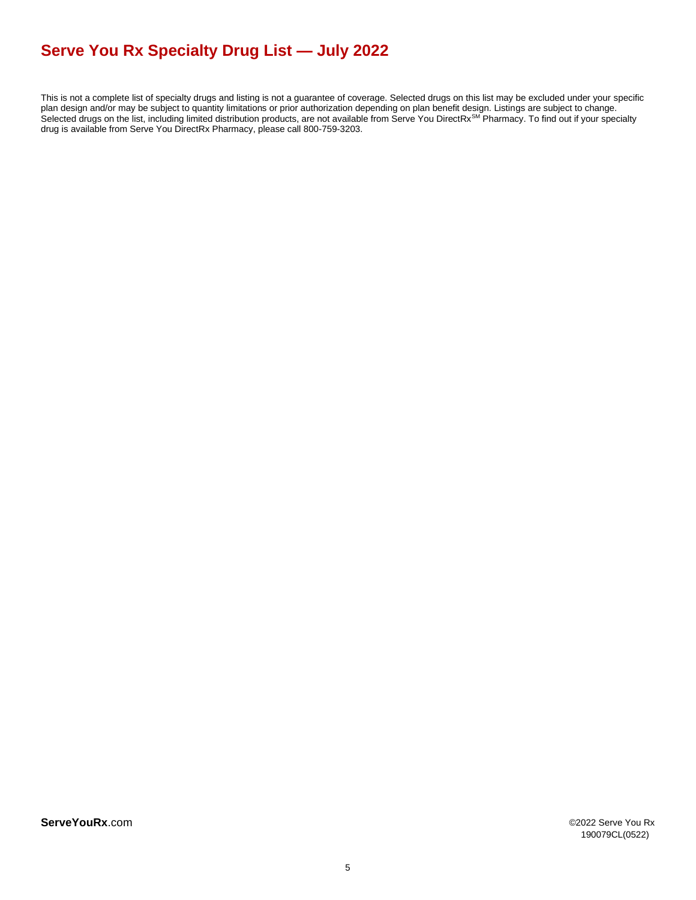# Serve You Rx Specialty Drug List — July 2022

This is not a complete list of specialty drugs and listing is not a guarantee of coverage. Selected drugs on this list may be excluded under your specific plan design and/or may be subject to quantity limitations or prior authorization depending on plan benefit design. Listings are subject to change. Selected drugs on the list, including limited distribution products, are not available from Serve You DirectRx[SM] Pharmacy. To find out if your specialty drug is available from Serve You DirectRx Pharmacy, please call 800-759-3203.

**ServeYouRx**.com

©2022 Serve You Rx
190079CL(0522)